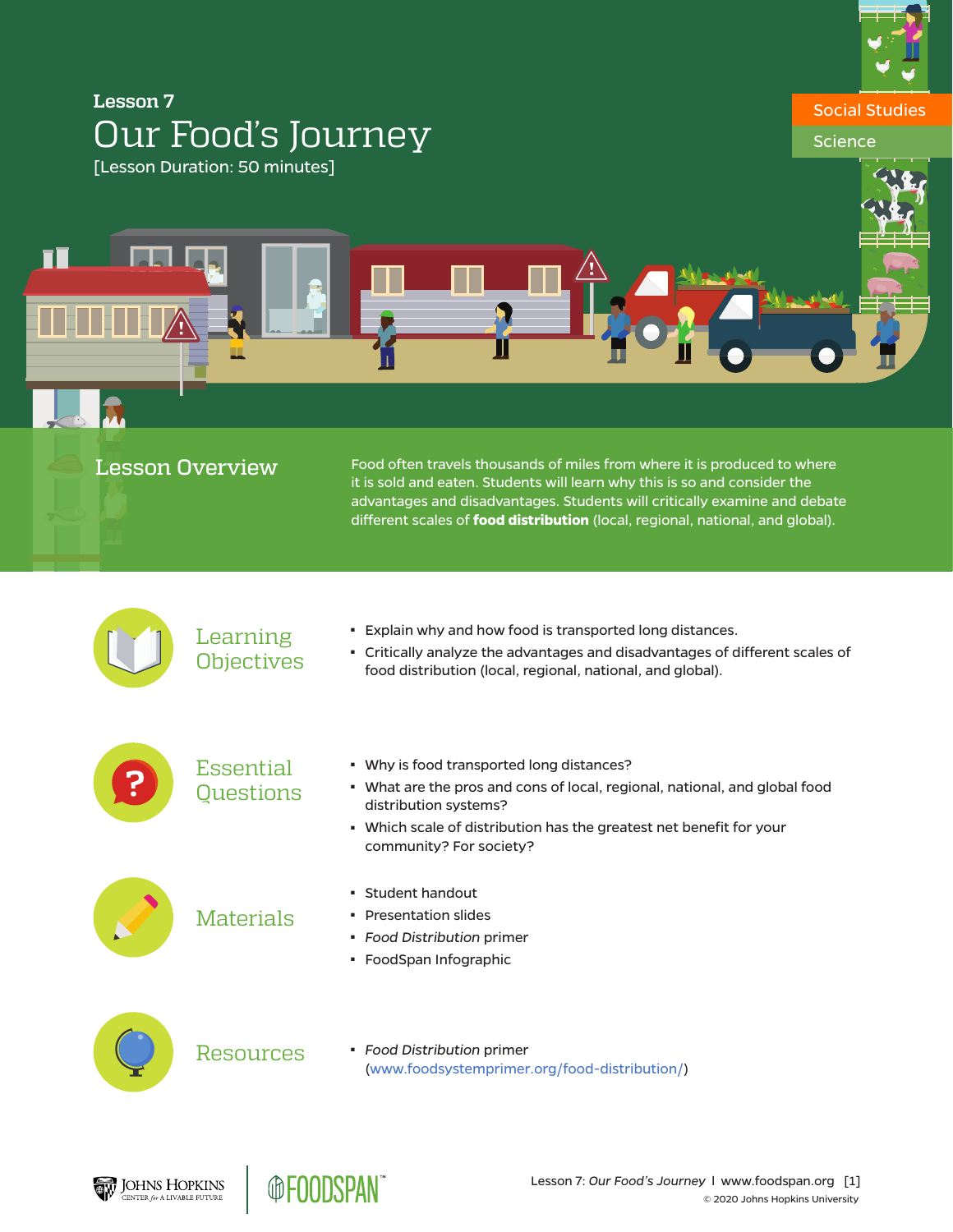Lesson 7

# Our Food's Journey

[Lesson Duration: 50 minutes]

Social Studies
Science

## Lesson Overview

Food often travels thousands of miles from where it is produced to where it is sold and eaten. Students will learn why this is so and consider the advantages and disadvantages. Students will critically examine and debate different scales of **food distribution** (local, regional, national, and global).

## Learning Objectives

- Explain why and how food is transported long distances.
- Critically analyze the advantages and disadvantages of different scales of food distribution (local, regional, national, and global).

## Essential Questions

- Why is food transported long distances?
- What are the pros and cons of local, regional, national, and global food distribution systems?
- Which scale of distribution has the greatest net benefit for your community? For society?

## Materials

- Student handout
- Presentation slides
- *Food Distribution* primer
- FoodSpan Infographic

## Resources

- *Food Distribution* primer (www.foodsystemprimer.org/food-distribution/)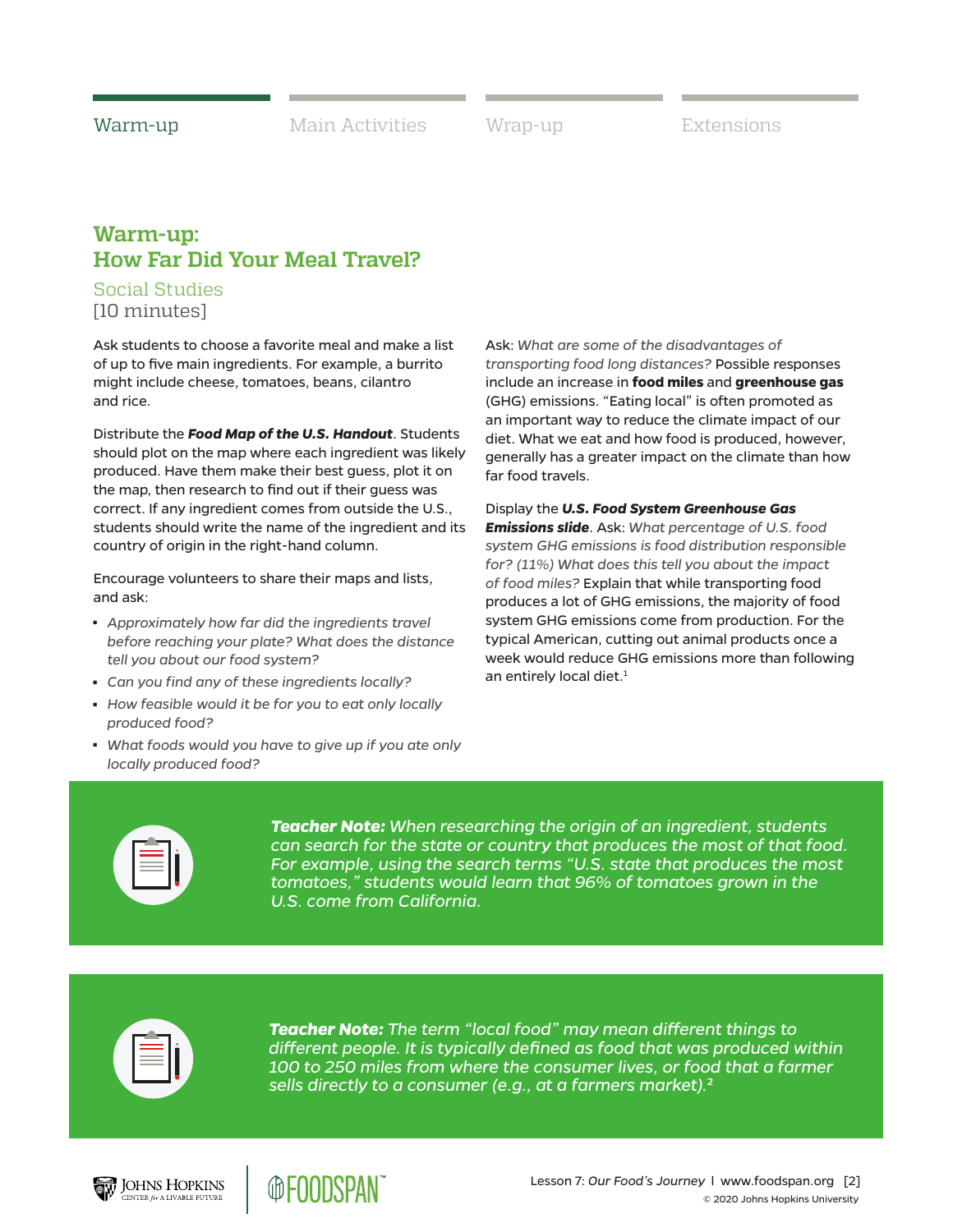Warm-up | Main Activities | Wrap-up | Extensions

## Warm-up: How Far Did Your Meal Travel?

Social Studies
[10 minutes]

Ask students to choose a favorite meal and make a list of up to five main ingredients. For example, a burrito might include cheese, tomatoes, beans, cilantro and rice.

Distribute the ***Food Map of the U.S. Handout***. Students should plot on the map where each ingredient was likely produced. Have them make their best guess, plot it on the map, then research to find out if their guess was correct. If any ingredient comes from outside the U.S., students should write the name of the ingredient and its country of origin in the right-hand column.

Encourage volunteers to share their maps and lists, and ask:

- *Approximately how far did the ingredients travel before reaching your plate? What does the distance tell you about our food system?*
- *Can you find any of these ingredients locally?*
- *How feasible would it be for you to eat only locally produced food?*
- *What foods would you have to give up if you ate only locally produced food?*

Ask: *What are some of the disadvantages of transporting food long distances?* Possible responses include an increase in **food miles** and **greenhouse gas** (GHG) emissions. "Eating local" is often promoted as an important way to reduce the climate impact of our diet. What we eat and how food is produced, however, generally has a greater impact on the climate than how far food travels.

Display the ***U.S. Food System Greenhouse Gas Emissions slide***. Ask: *What percentage of U.S. food system GHG emissions is food distribution responsible for? (11%) What does this tell you about the impact of food miles?* Explain that while transporting food produces a lot of GHG emissions, the majority of food system GHG emissions come from production. For the typical American, cutting out animal products once a week would reduce GHG emissions more than following an entirely local diet.[1]

***Teacher Note:*** *When researching the origin of an ingredient, students can search for the state or country that produces the most of that food. For example, using the search terms "U.S. state that produces the most tomatoes," students would learn that 96% of tomatoes grown in the U.S. come from California.*

***Teacher Note:*** *The term "local food" may mean different things to different people. It is typically defined as food that was produced within 100 to 250 miles from where the consumer lives, or food that a farmer sells directly to a consumer (e.g., at a farmers market).*[2]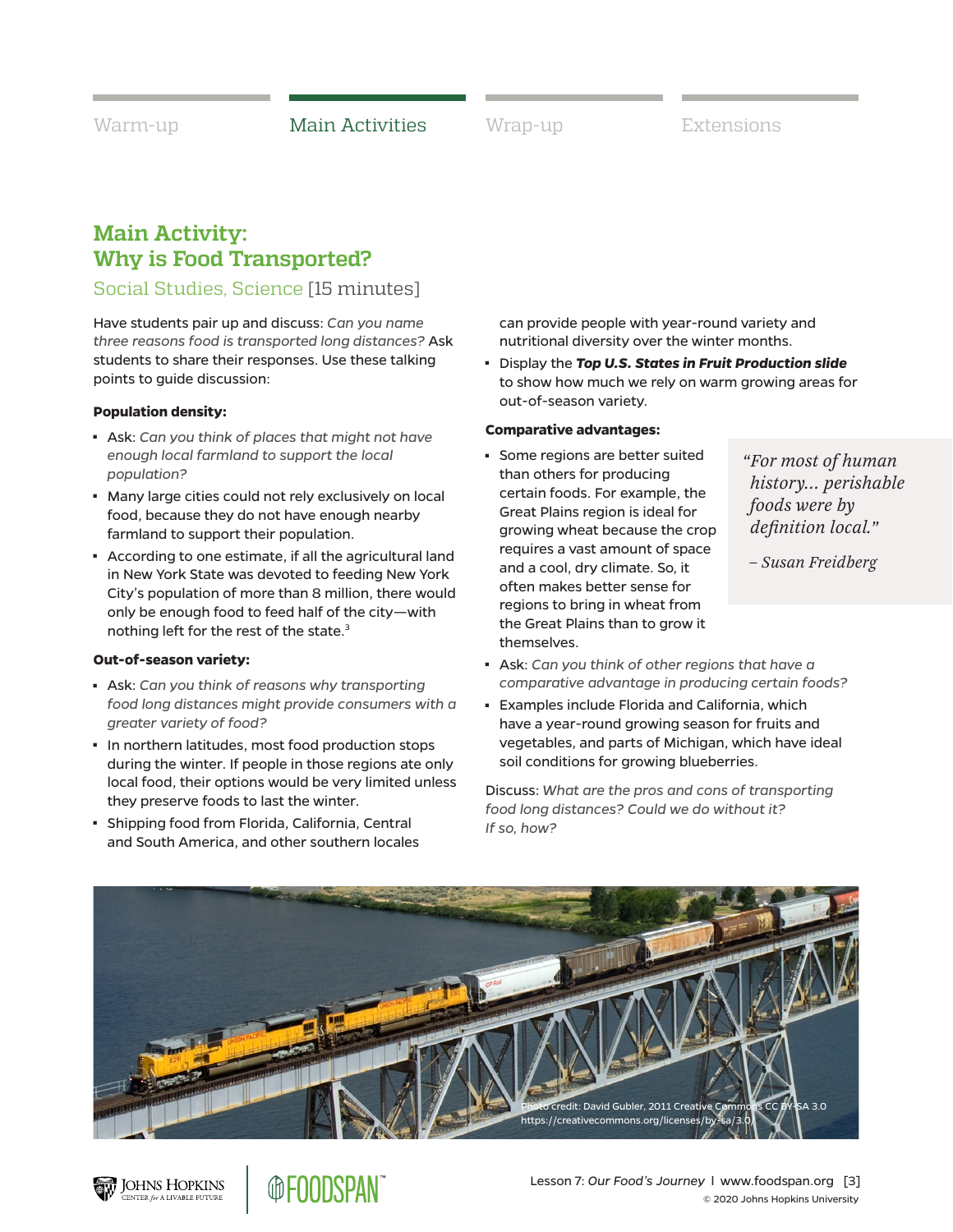Warm-up | Main Activities | Wrap-up | Extensions

## Main Activity: Why is Food Transported?

Social Studies, Science [15 minutes]

Have students pair up and discuss: *Can you name three reasons food is transported long distances?* Ask students to share their responses. Use these talking points to guide discussion:

**Population density:**

- Ask: *Can you think of places that might not have enough local farmland to support the local population?*
- Many large cities could not rely exclusively on local food, because they do not have enough nearby farmland to support their population.
- According to one estimate, if all the agricultural land in New York State was devoted to feeding New York City's population of more than 8 million, there would only be enough food to feed half of the city—with nothing left for the rest of the state.[3]

**Out-of-season variety:**

- Ask: *Can you think of reasons why transporting food long distances might provide consumers with a greater variety of food?*
- In northern latitudes, most food production stops during the winter. If people in those regions ate only local food, their options would be very limited unless they preserve foods to last the winter.
- Shipping food from Florida, California, Central and South America, and other southern locales can provide people with year-round variety and nutritional diversity over the winter months.
- Display the ***Top U.S. States in Fruit Production slide*** to show how much we rely on warm growing areas for out-of-season variety.

**Comparative advantages:**

- Some regions are better suited than others for producing certain foods. For example, the Great Plains region is ideal for growing wheat because the crop requires a vast amount of space and a cool, dry climate. So, it often makes better sense for regions to bring in wheat from the Great Plains than to grow it themselves.
- Ask: *Can you think of other regions that have a comparative advantage in producing certain foods?*
- Examples include Florida and California, which have a year-round growing season for fruits and vegetables, and parts of Michigan, which have ideal soil conditions for growing blueberries.

> *"For most of human history... perishable foods were by definition local."*
>
> *– Susan Freidberg*

Discuss: *What are the pros and cons of transporting food long distances? Could we do without it? If so, how?*

Photo credit: David Gubler, 2011 Creative Commons CC BY-SA 3.0 https://creativecommons.org/licenses/by-sa/3.0/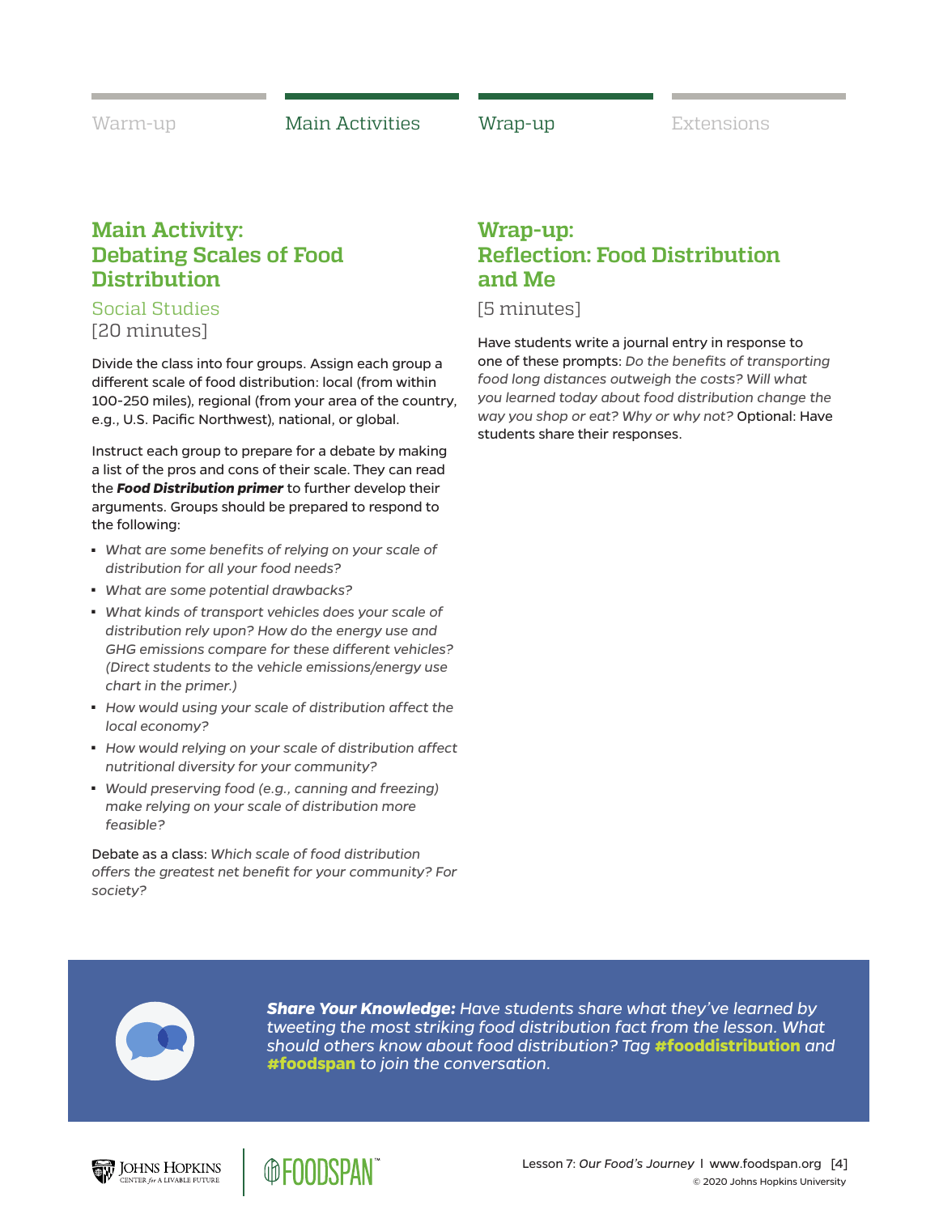## Main Activity: Debating Scales of Food Distribution

Social Studies
[20 minutes]

Divide the class into four groups. Assign each group a different scale of food distribution: local (from within 100-250 miles), regional (from your area of the country, e.g., U.S. Pacific Northwest), national, or global.

Instruct each group to prepare for a debate by making a list of the pros and cons of their scale. They can read the ***Food Distribution primer*** to further develop their arguments. Groups should be prepared to respond to the following:

- *What are some benefits of relying on your scale of distribution for all your food needs?*
- *What are some potential drawbacks?*
- *What kinds of transport vehicles does your scale of distribution rely upon? How do the energy use and GHG emissions compare for these different vehicles? (Direct students to the vehicle emissions/energy use chart in the primer.)*
- *How would using your scale of distribution affect the local economy?*
- *How would relying on your scale of distribution affect nutritional diversity for your community?*
- *Would preserving food (e.g., canning and freezing) make relying on your scale of distribution more feasible?*

Debate as a class: *Which scale of food distribution offers the greatest net benefit for your community? For society?*

## Wrap-up: Reflection: Food Distribution and Me

[5 minutes]

Have students write a journal entry in response to one of these prompts: *Do the benefits of transporting food long distances outweigh the costs? Will what you learned today about food distribution change the way you shop or eat? Why or why not?* Optional: Have students share their responses.

***Share Your Knowledge:*** *Have students share what they've learned by tweeting the most striking food distribution fact from the lesson. What should others know about food distribution? Tag* **#fooddistribution** *and* **#foodspan** *to join the conversation.*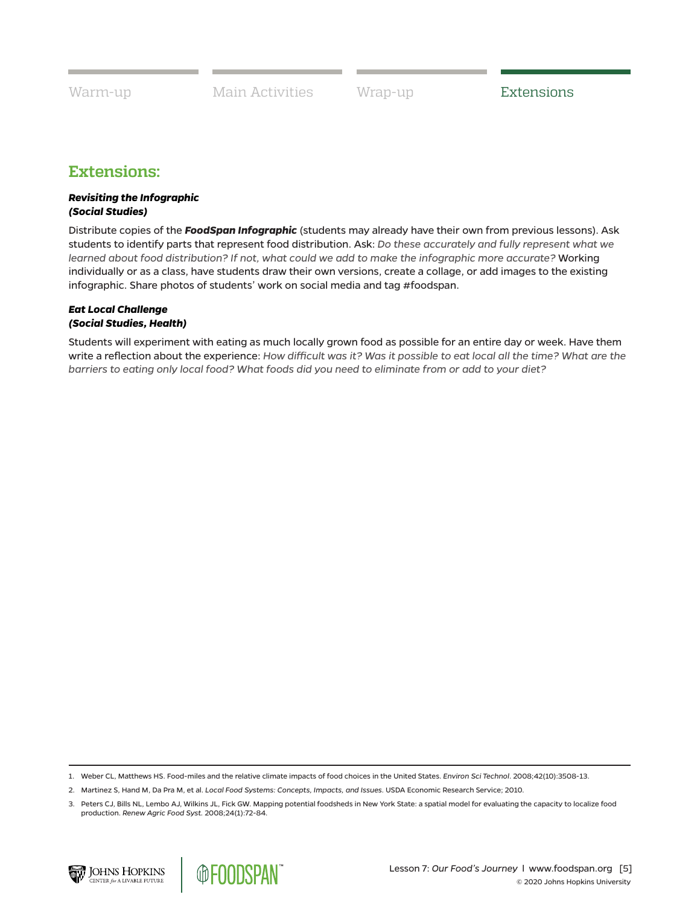## Extensions:

***Revisiting the Infographic***
***(Social Studies)***

Distribute copies of the ***FoodSpan Infographic*** (students may already have their own from previous lessons). Ask students to identify parts that represent food distribution. Ask: *Do these accurately and fully represent what we learned about food distribution? If not, what could we add to make the infographic more accurate?* Working individually or as a class, have students draw their own versions, create a collage, or add images to the existing infographic. Share photos of students' work on social media and tag #foodspan.

***Eat Local Challenge***
***(Social Studies, Health)***

Students will experiment with eating as much locally grown food as possible for an entire day or week. Have them write a reflection about the experience: *How difficult was it? Was it possible to eat local all the time? What are the barriers to eating only local food? What foods did you need to eliminate from or add to your diet?*

---

1. Weber CL, Matthews HS. Food-miles and the relative climate impacts of food choices in the United States. *Environ Sci Technol*. 2008;42(10):3508-13.
2. Martinez S, Hand M, Da Pra M, et al. *Local Food Systems: Concepts, Impacts, and Issues*. USDA Economic Research Service; 2010.
3. Peters CJ, Bills NL, Lembo AJ, Wilkins JL, Fick GW. Mapping potential foodsheds in New York State: a spatial model for evaluating the capacity to localize food production. *Renew Agric Food Syst*. 2008;24(1):72-84.